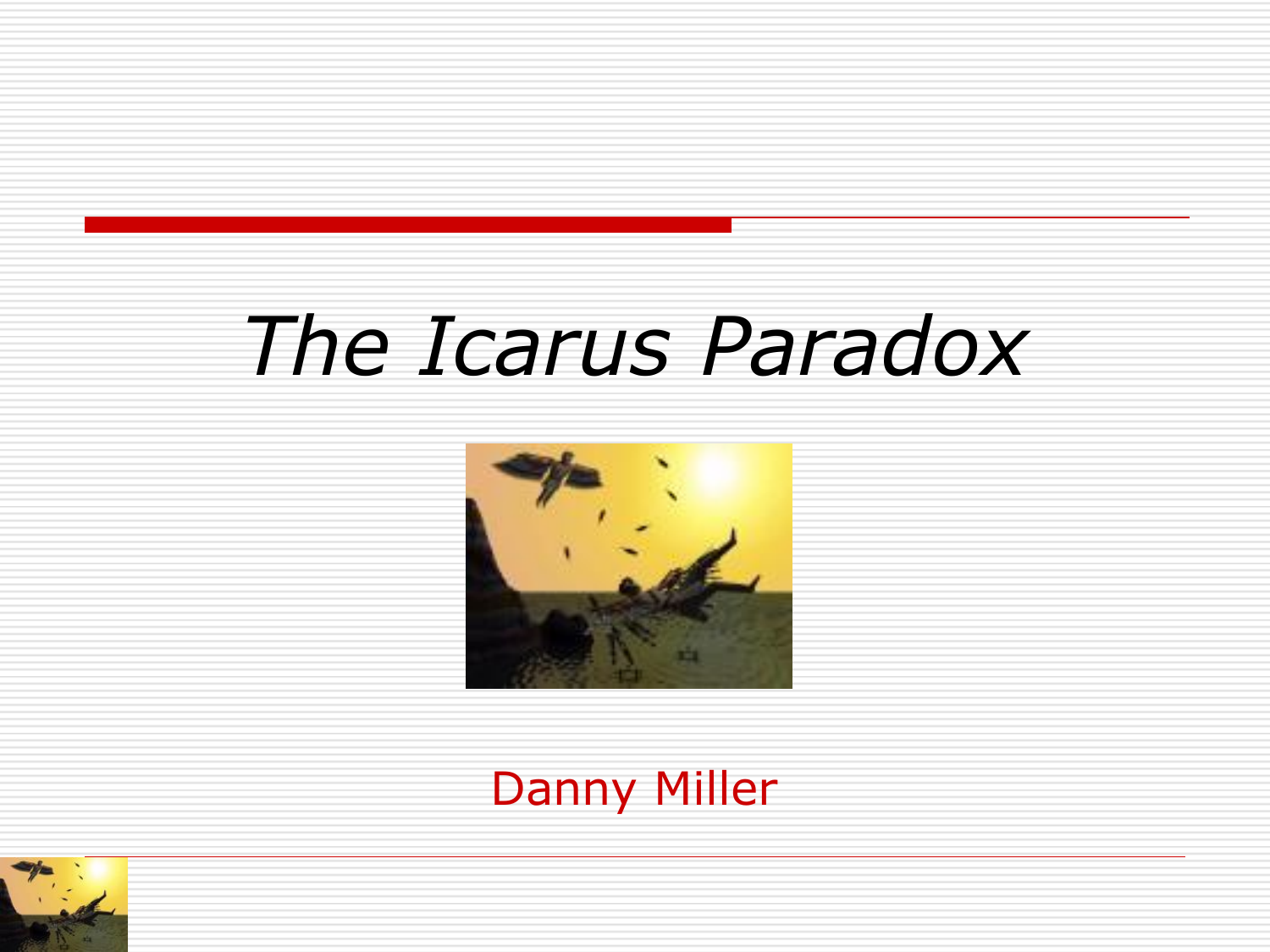# *The Icarus Paradox*

Danny Miller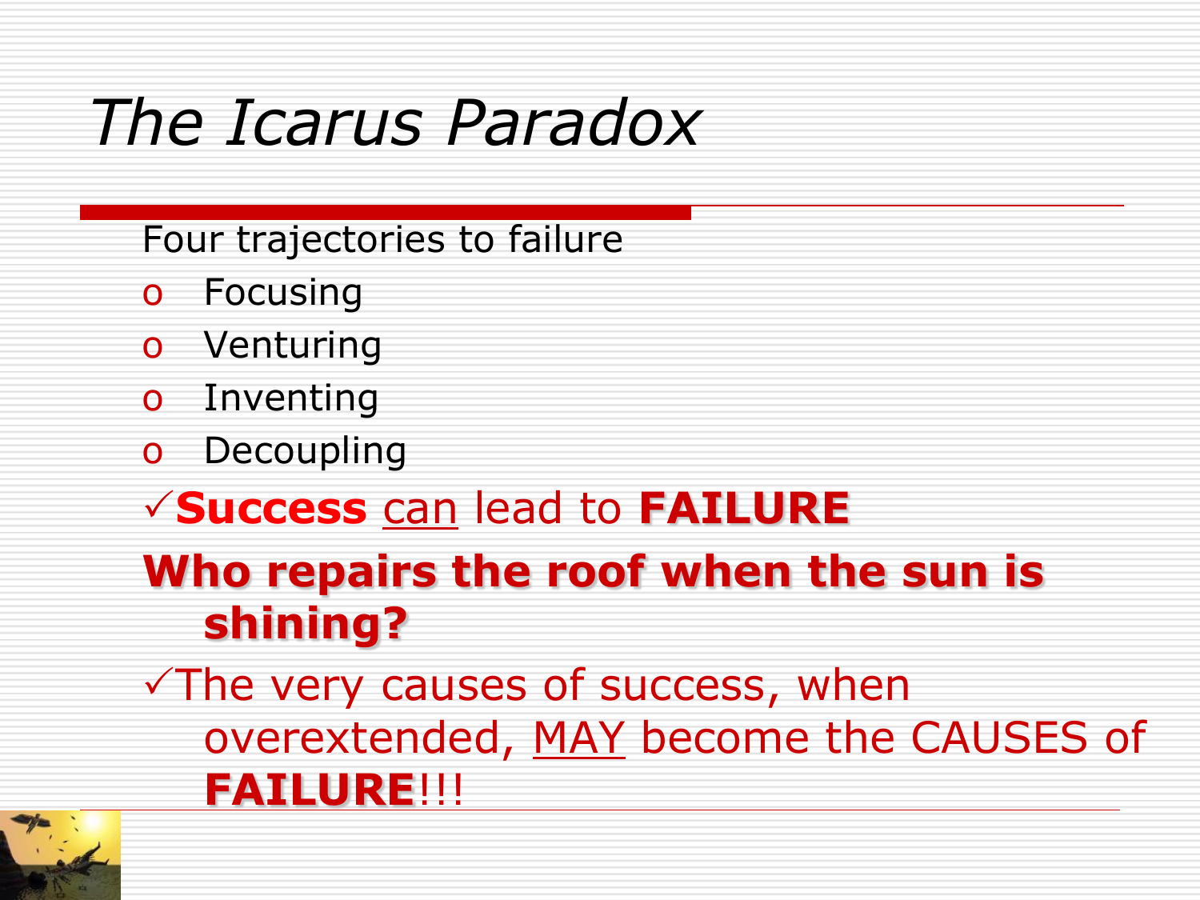# *The Icarus Paradox*

Four trajectories to failure

- Focusing
- Venturing
- Inventing
- Decoupling

✓**Success** can lead to **FAILURE**

**Who repairs the roof when the sun is shining?**

✓The very causes of success, when overextended, MAY become the CAUSES of **FAILURE**!!!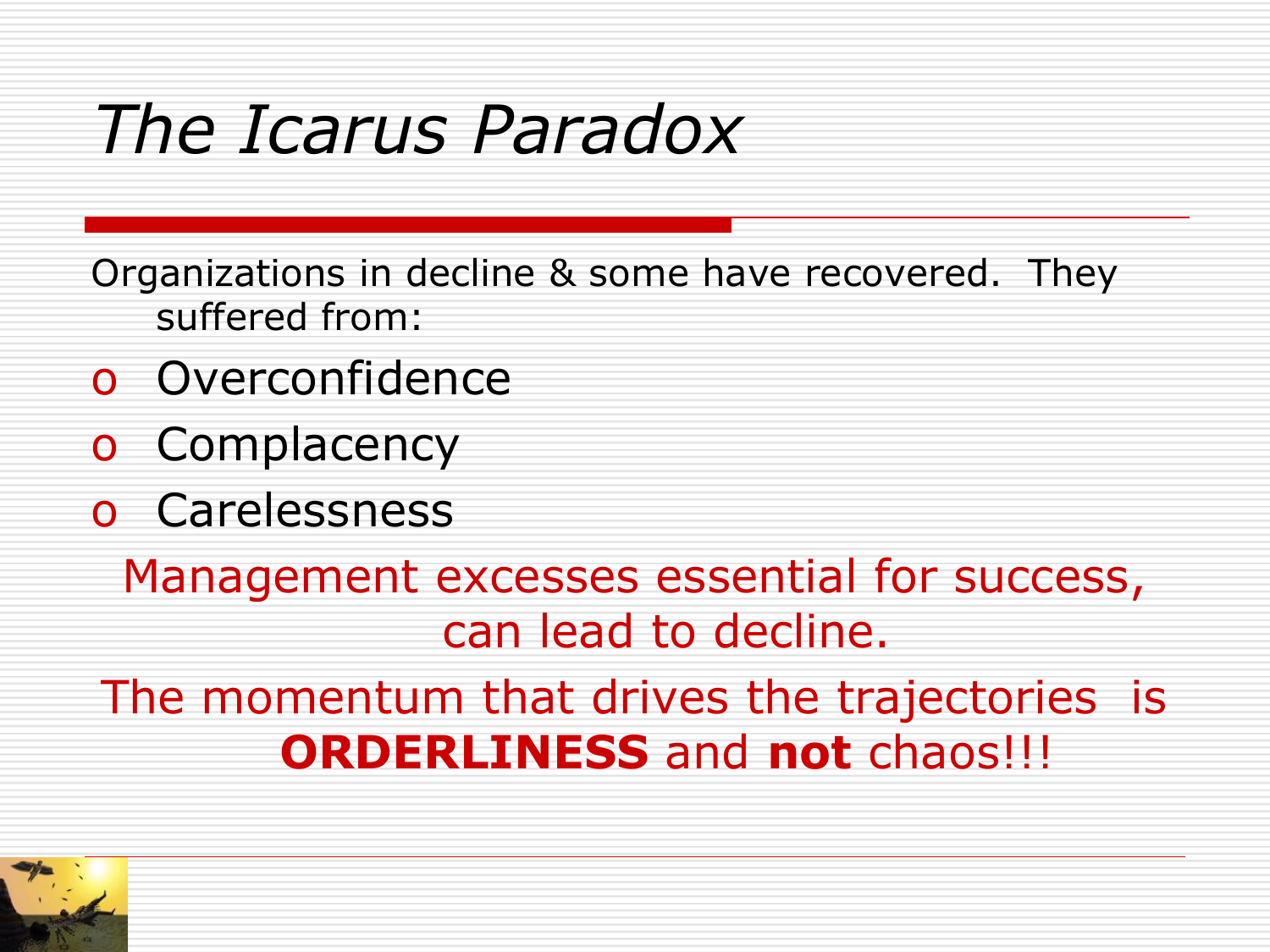# *The Icarus Paradox*

Organizations in decline & some have recovered. They suffered from:

- Overconfidence
- Complacency
- Carelessness

Management excesses essential for success, can lead to decline.

The momentum that drives the trajectories is **ORDERLINESS** and **not** chaos!!!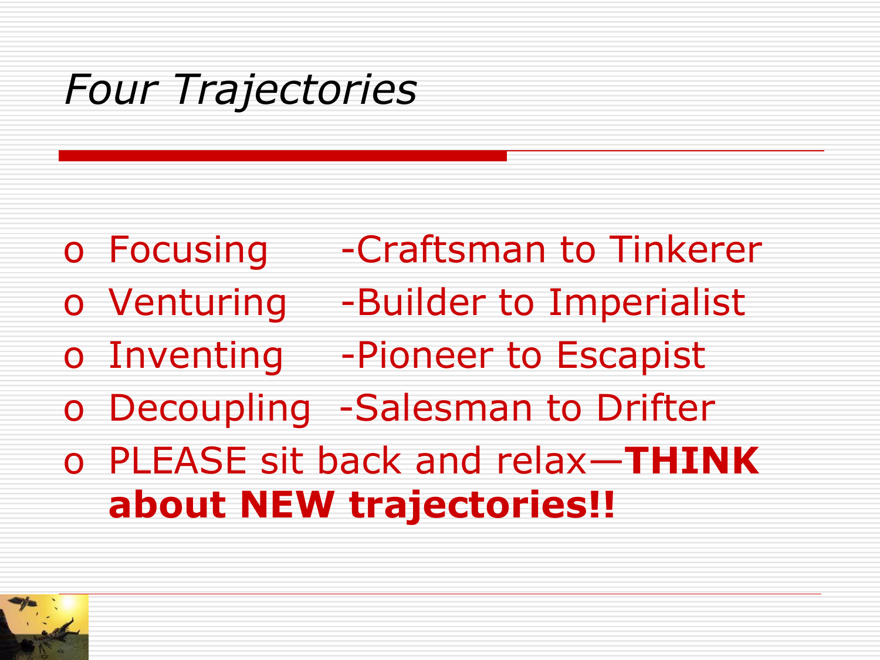# *Four Trajectories*

- Focusing -Craftsman to Tinkerer
- Venturing -Builder to Imperialist
- Inventing -Pioneer to Escapist
- Decoupling -Salesman to Drifter
- PLEASE sit back and relax—**THINK about NEW trajectories!!**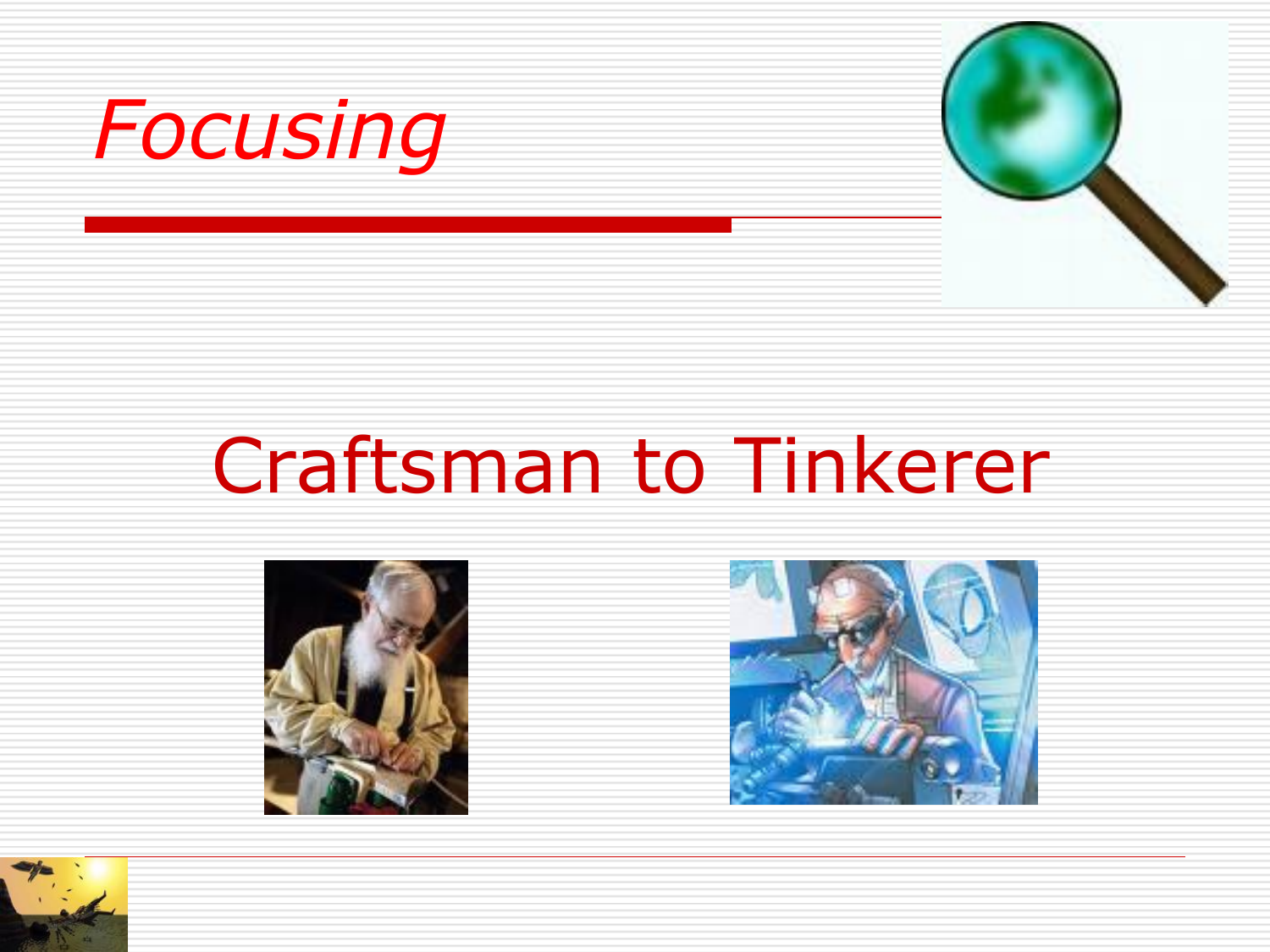# *Focusing*

Craftsman to Tinkerer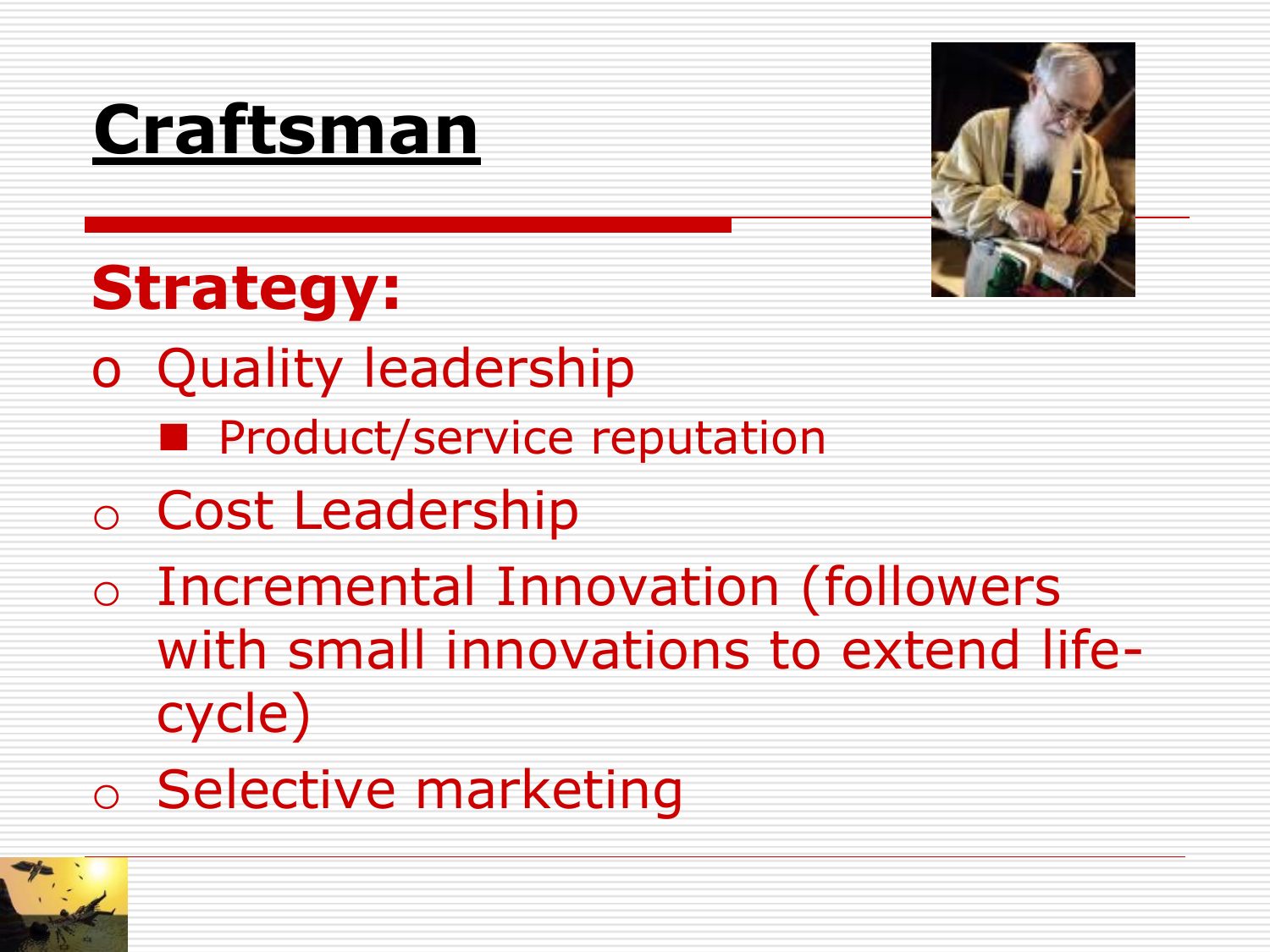# Craftsman

## Strategy:

- Quality leadership
  - Product/service reputation
- Cost Leadership
- Incremental Innovation (followers with small innovations to extend life-cycle)
- Selective marketing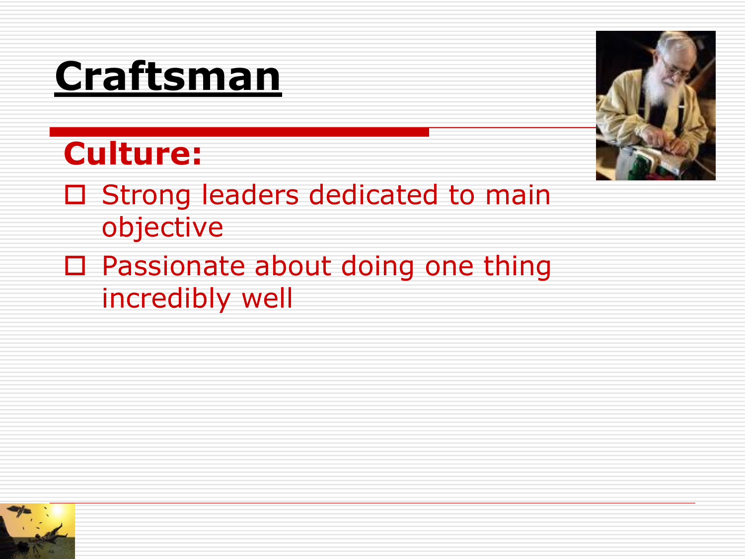# Craftsman

## Culture:

- Strong leaders dedicated to main objective
- Passionate about doing one thing incredibly well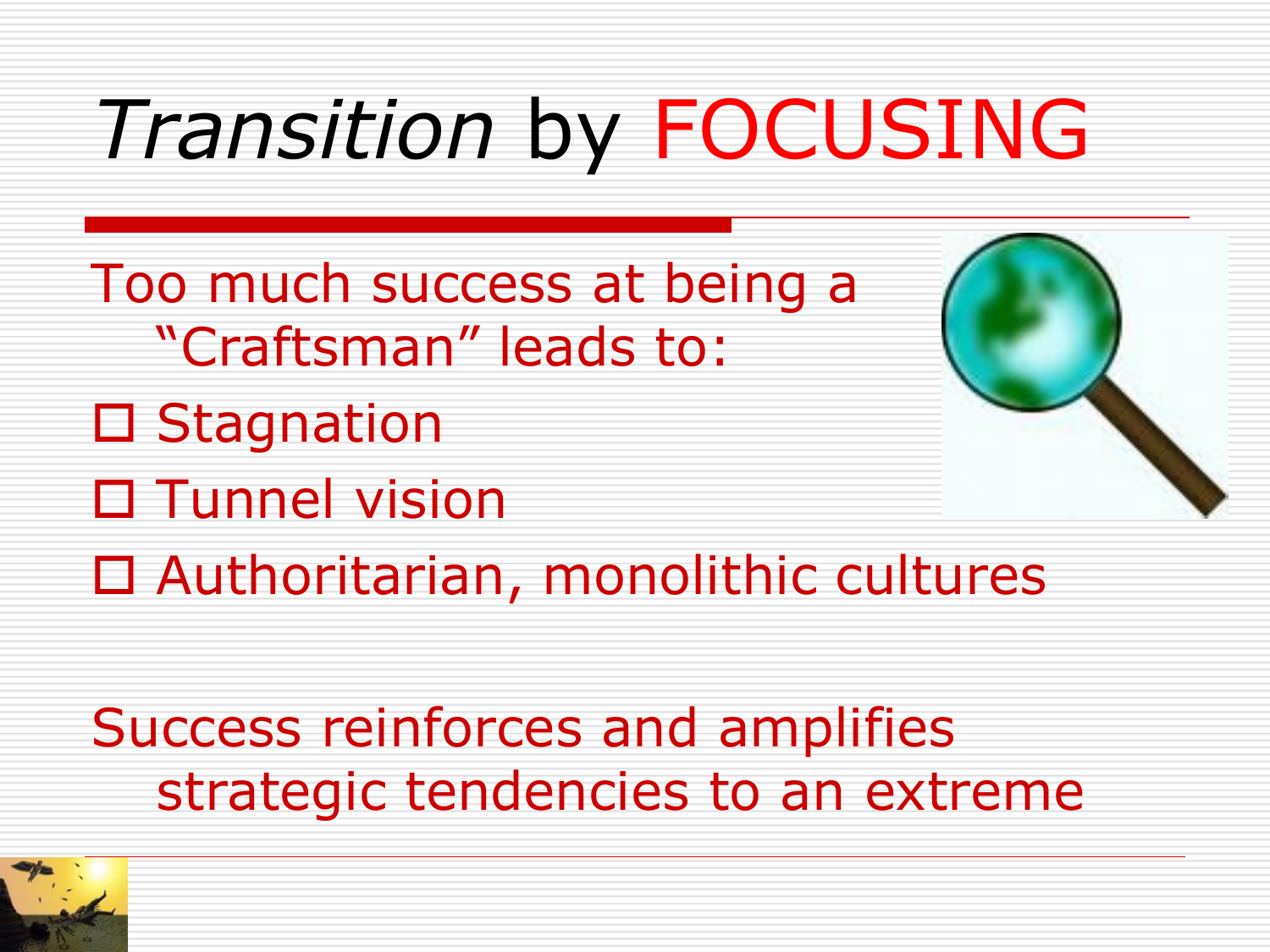# *Transition* by FOCUSING

Too much success at being a "Craftsman" leads to:

- Stagnation
- Tunnel vision
- Authoritarian, monolithic cultures

Success reinforces and amplifies strategic tendencies to an extreme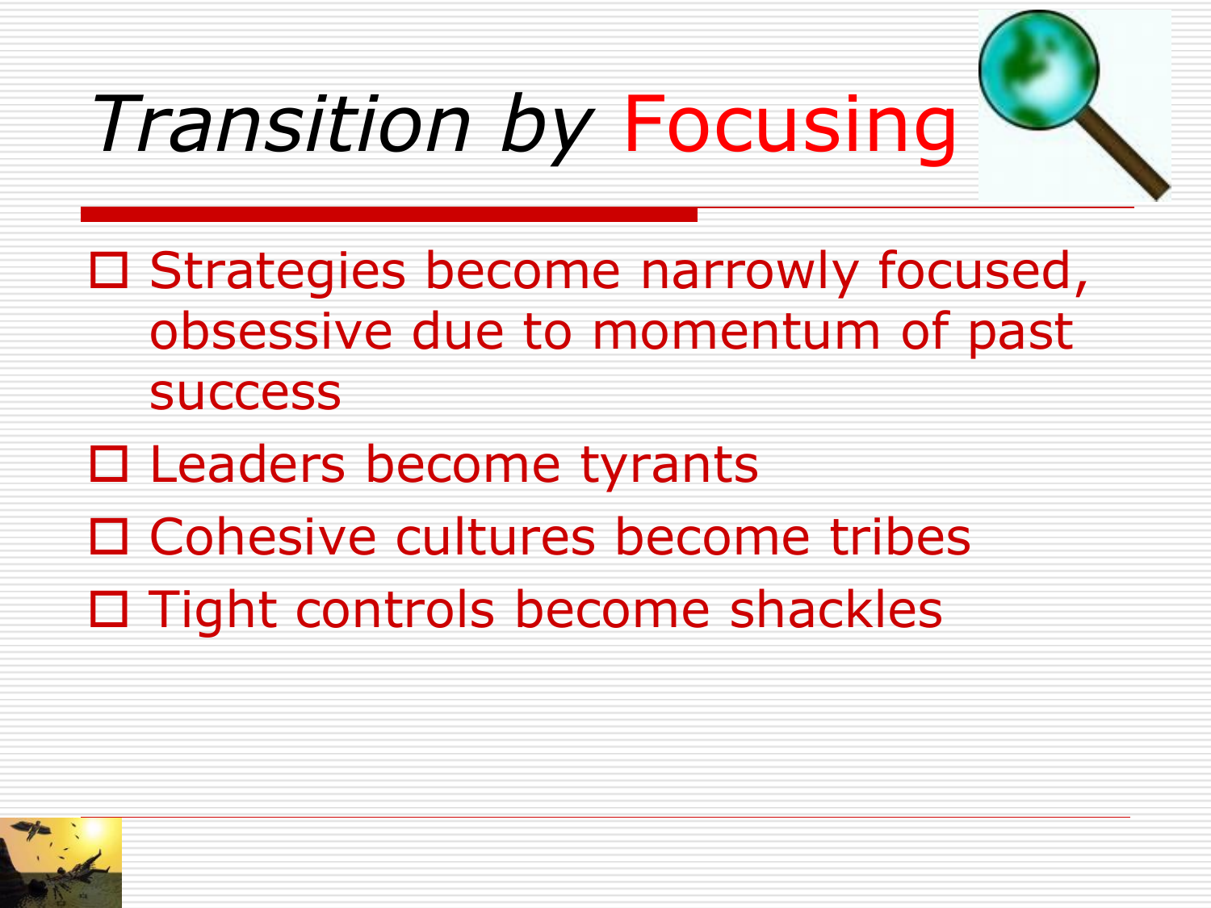# *Transition by* Focusing

- Strategies become narrowly focused, obsessive due to momentum of past success
- Leaders become tyrants
- Cohesive cultures become tribes
- Tight controls become shackles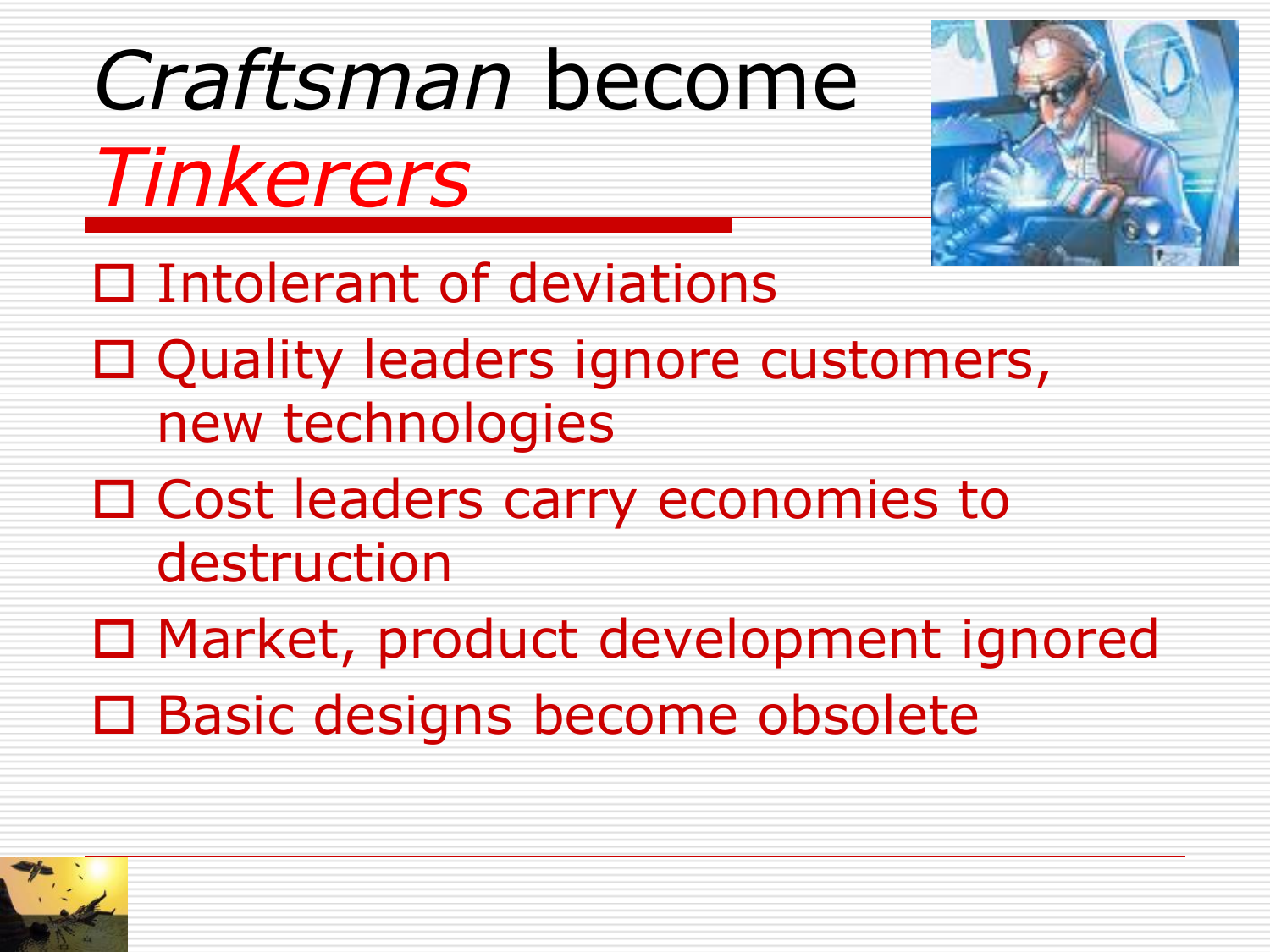# *Craftsman* become *Tinkerers*

- Intolerant of deviations
- Quality leaders ignore customers, new technologies
- Cost leaders carry economies to destruction
- Market, product development ignored
- Basic designs become obsolete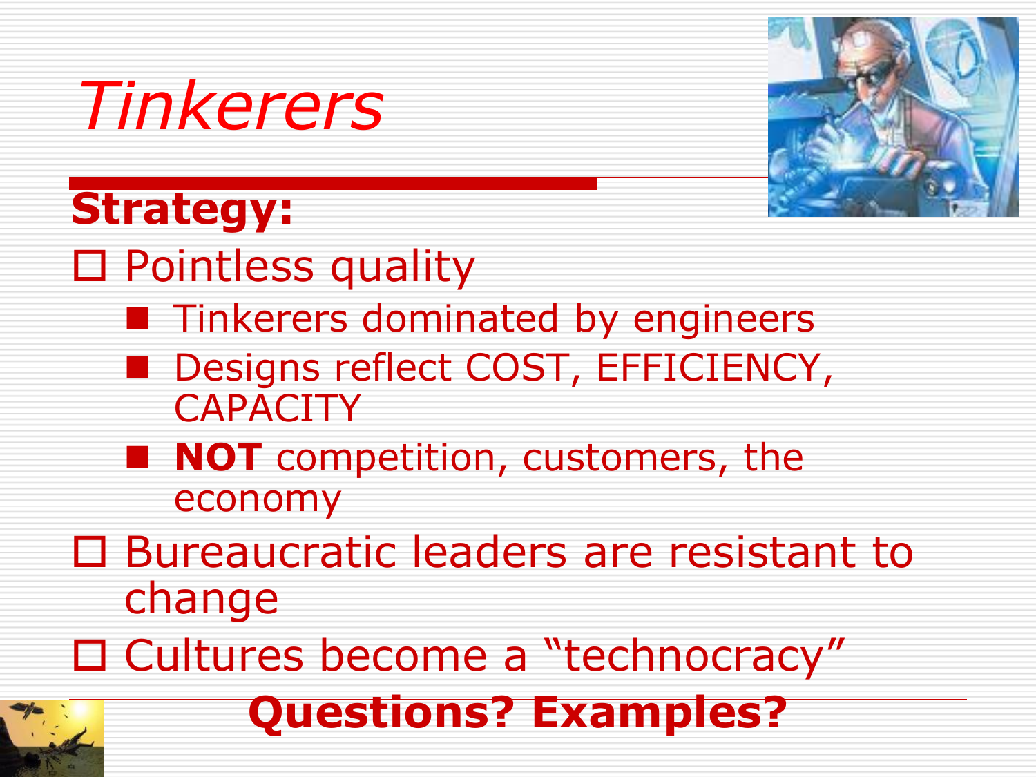# *Tinkerers*

**Strategy:**

- Pointless quality
  - Tinkerers dominated by engineers
  - Designs reflect COST, EFFICIENCY, CAPACITY
  - **NOT** competition, customers, the economy
- Bureaucratic leaders are resistant to change
- Cultures become a "technocracy"

**Questions? Examples?**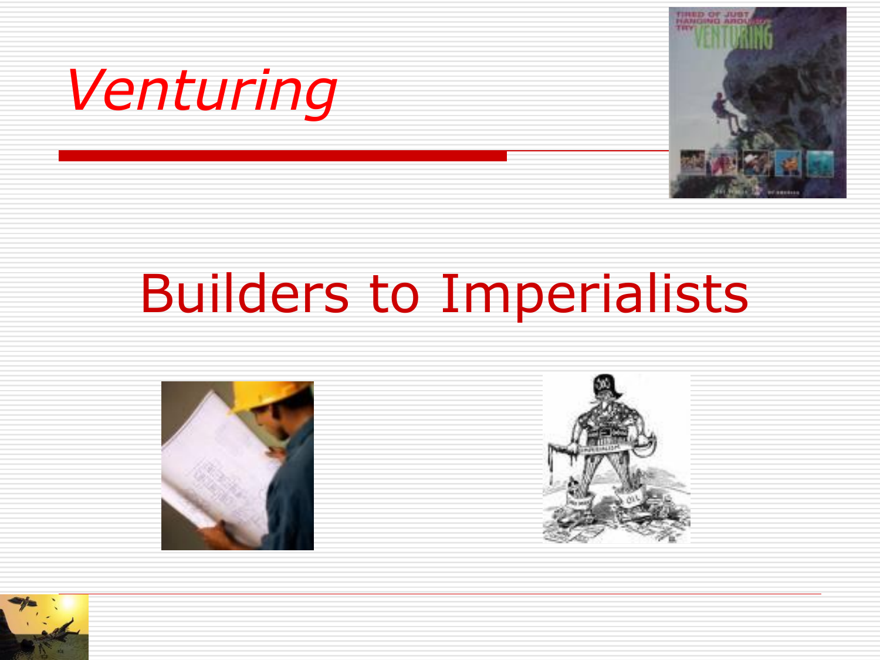# *Venturing*

## Builders to Imperialists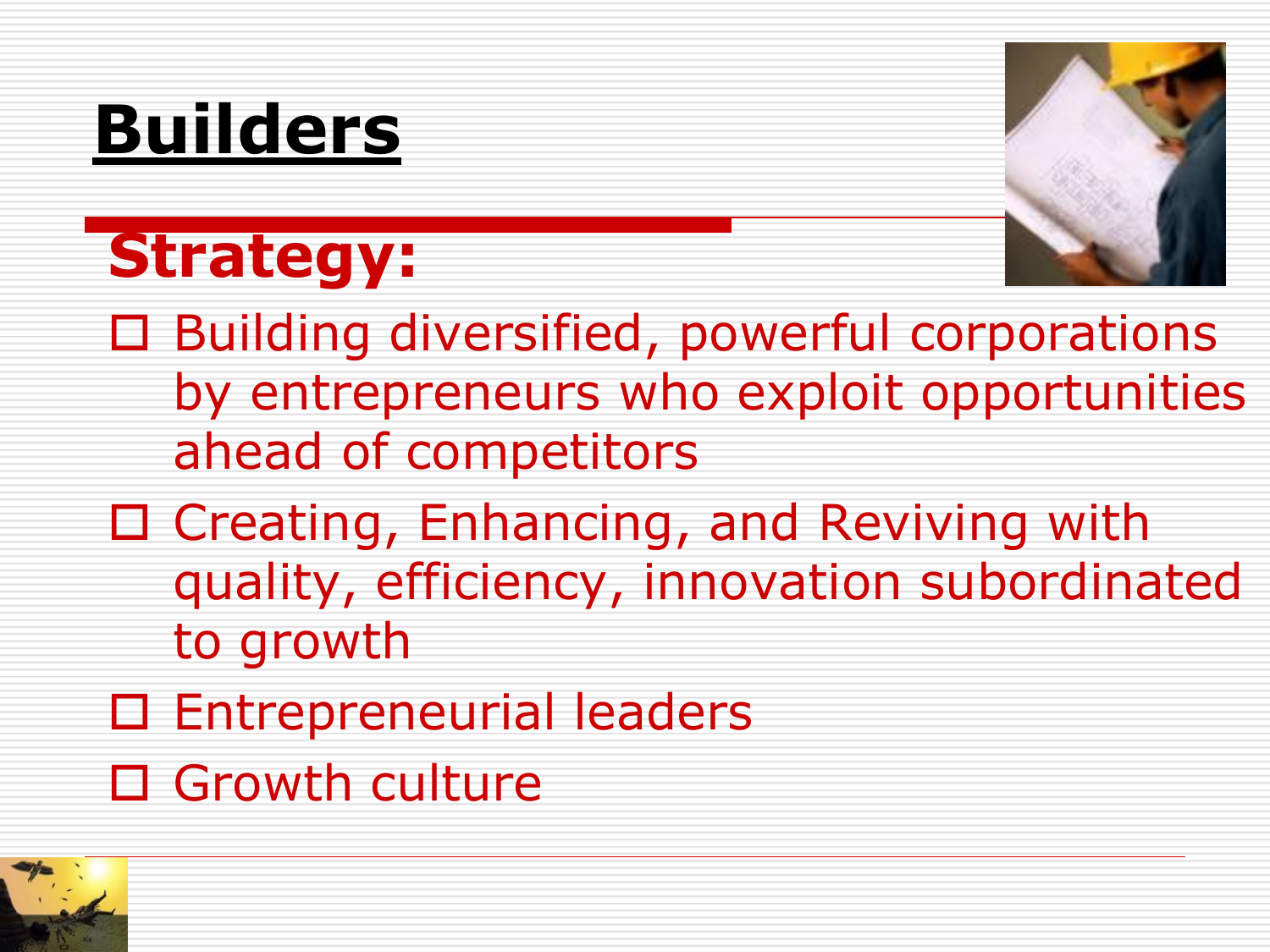# Builders

## Strategy:

- Building diversified, powerful corporations by entrepreneurs who exploit opportunities ahead of competitors
- Creating, Enhancing, and Reviving with quality, efficiency, innovation subordinated to growth
- Entrepreneurial leaders
- Growth culture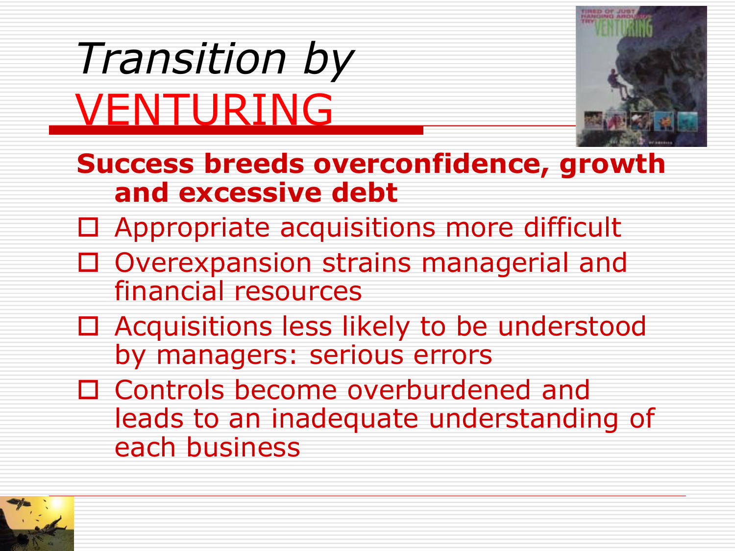# *Transition by* VENTURING

**Success breeds overconfidence, growth and excessive debt**

- Appropriate acquisitions more difficult
- Overexpansion strains managerial and financial resources
- Acquisitions less likely to be understood by managers: serious errors
- Controls become overburdened and leads to an inadequate understanding of each business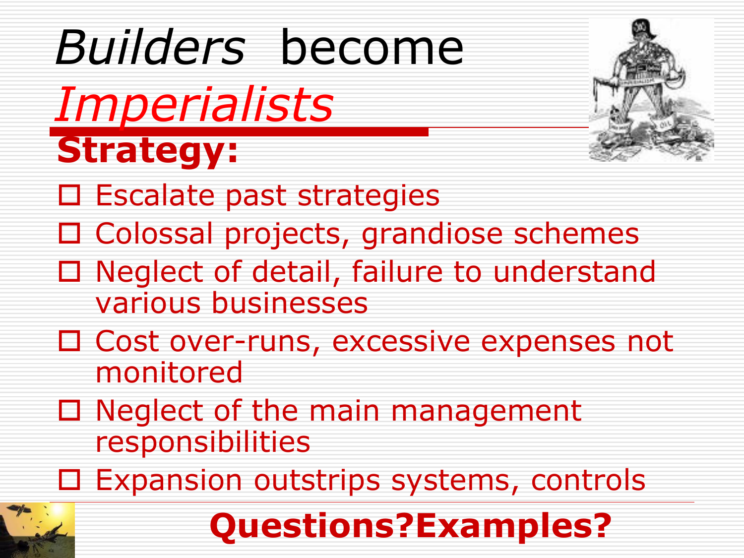# *Builders* become *Imperialists*

## Strategy:

- Escalate past strategies
- Colossal projects, grandiose schemes
- Neglect of detail, failure to understand various businesses
- Cost over-runs, excessive expenses not monitored
- Neglect of the main management responsibilities
- Expansion outstrips systems, controls

**Questions?Examples?**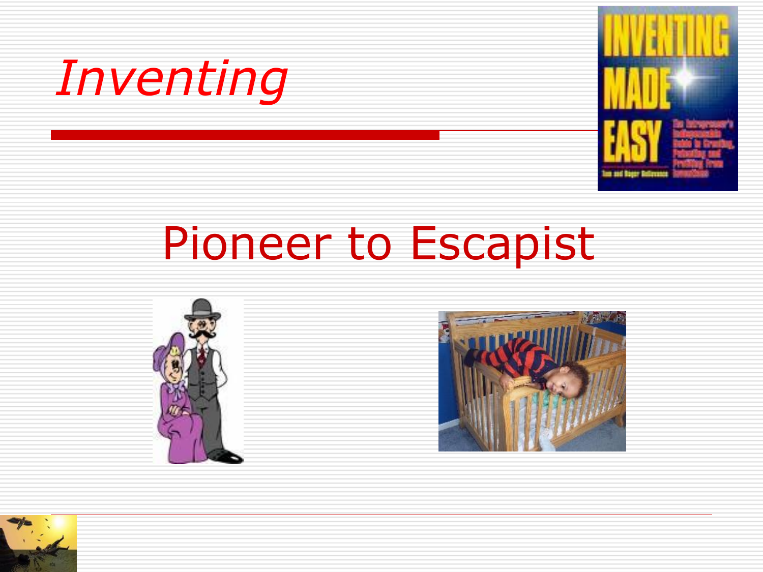# *Inventing*

## Pioneer to Escapist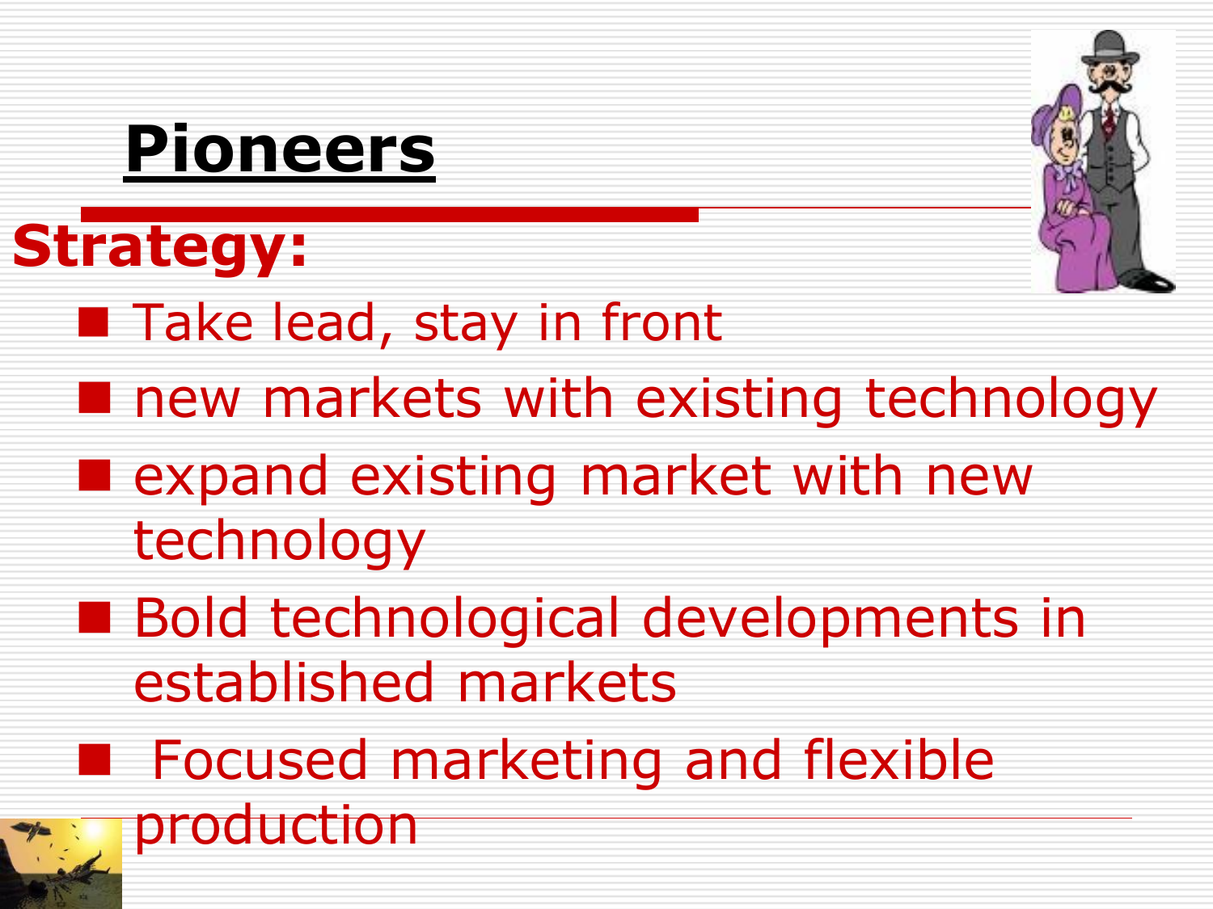# Pioneers

## Strategy:

- Take lead, stay in front
- new markets with existing technology
- expand existing market with new technology
- Bold technological developments in established markets
- Focused marketing and flexible production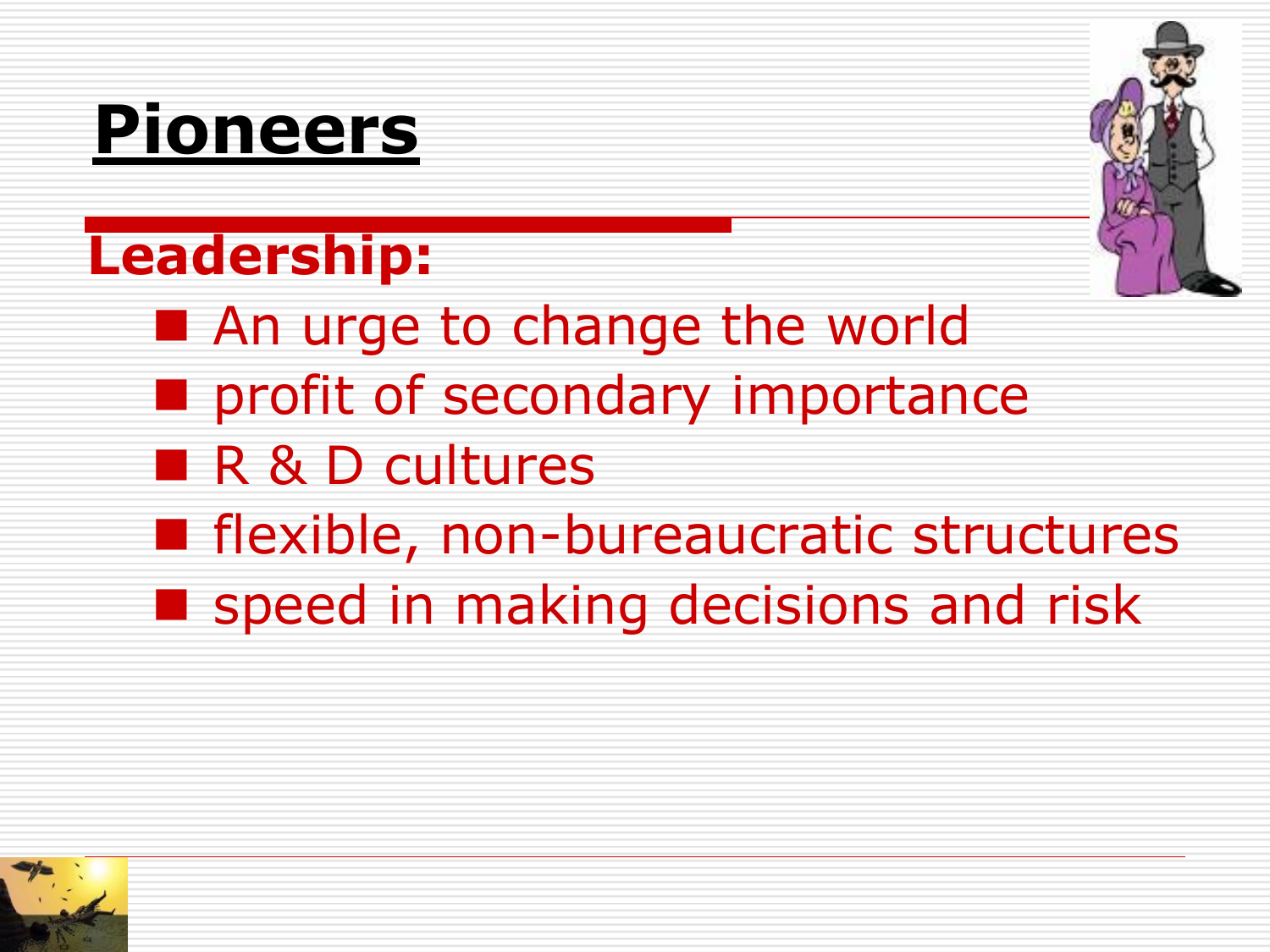# Pioneers

## Leadership:

- An urge to change the world
- profit of secondary importance
- R & D cultures
- flexible, non-bureaucratic structures
- speed in making decisions and risk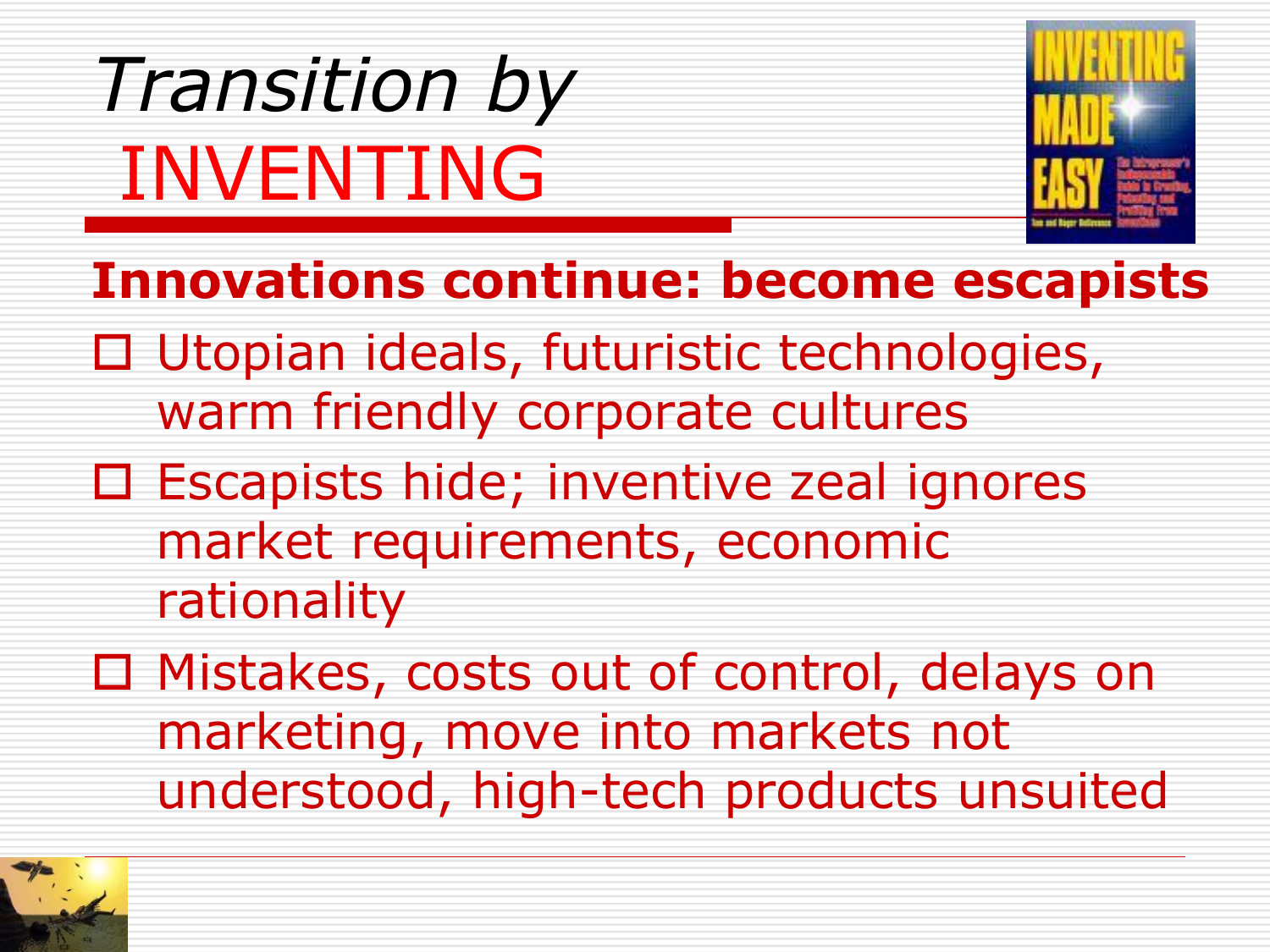# *Transition by* INVENTING

**Innovations continue: become escapists**

- Utopian ideals, futuristic technologies, warm friendly corporate cultures
- Escapists hide; inventive zeal ignores market requirements, economic rationality
- Mistakes, costs out of control, delays on marketing, move into markets not understood, high-tech products unsuited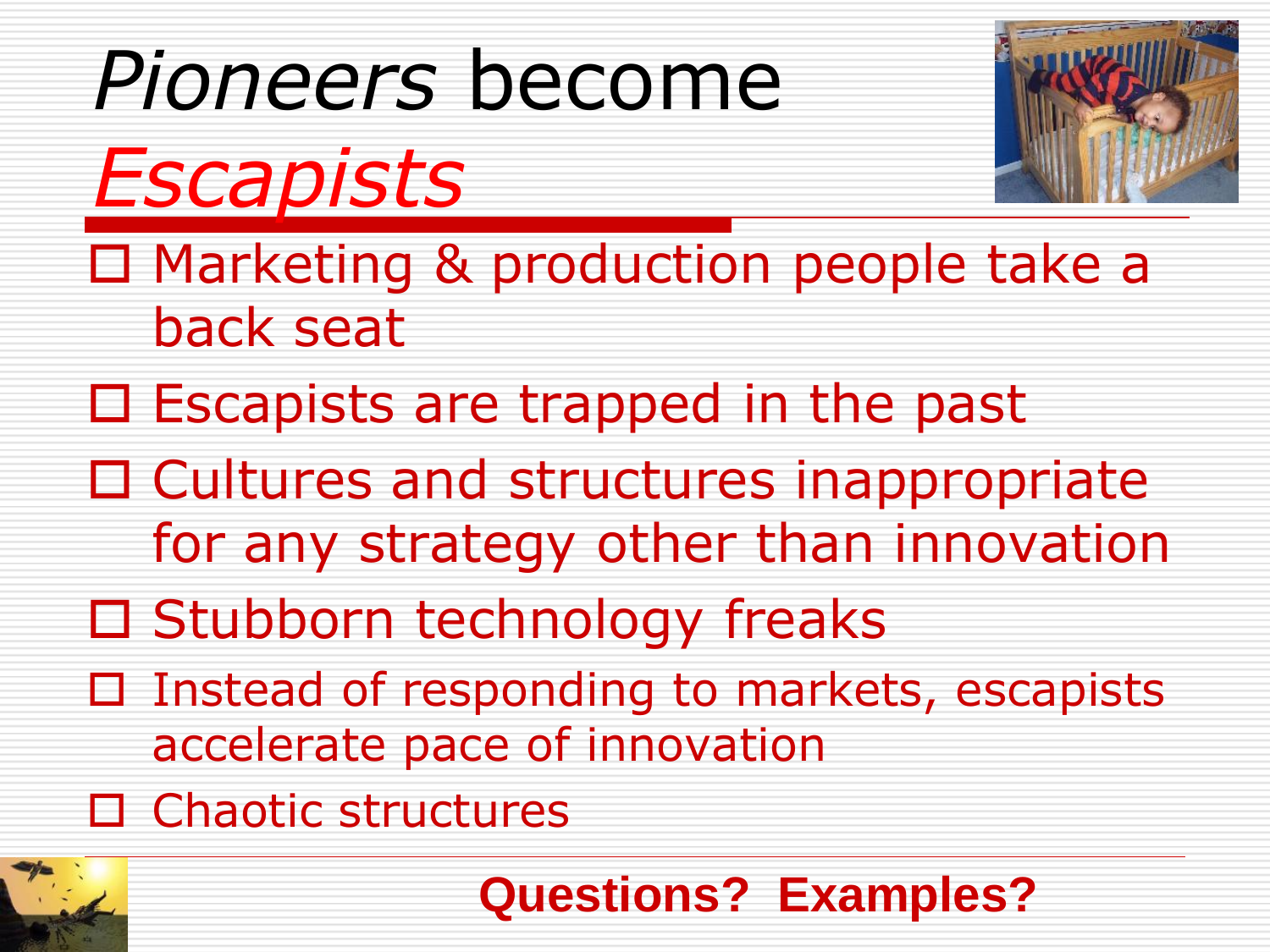# *Pioneers* become *Escapists*

- Marketing & production people take a back seat
- Escapists are trapped in the past
- Cultures and structures inappropriate for any strategy other than innovation
- Stubborn technology freaks
- Instead of responding to markets, escapists accelerate pace of innovation
- Chaotic structures

**Questions? Examples?**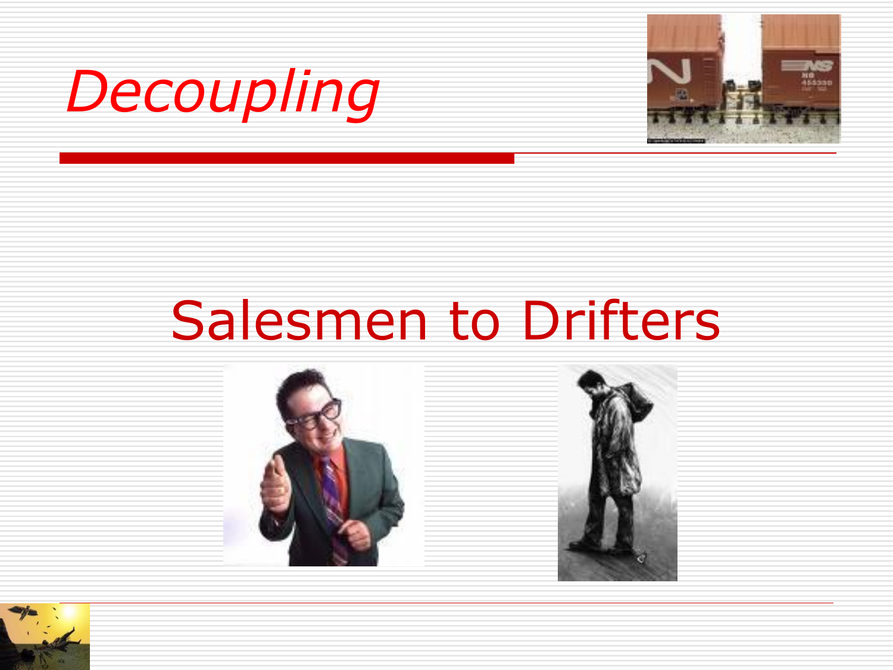# *Decoupling*

Salesmen to Drifters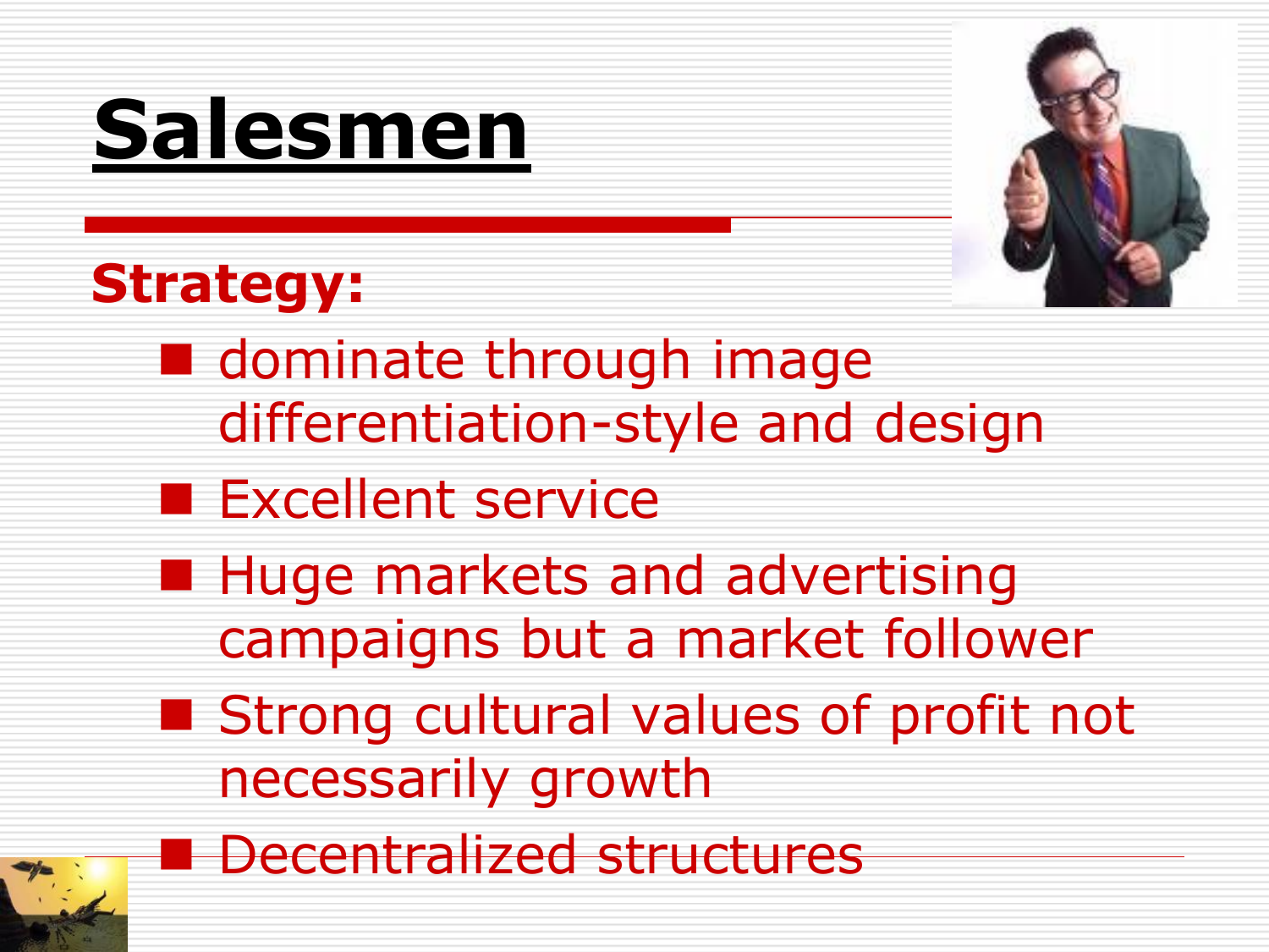# Salesmen

**Strategy:**

- dominate through image differentiation-style and design
- Excellent service
- Huge markets and advertising campaigns but a market follower
- Strong cultural values of profit not necessarily growth
- Decentralized structures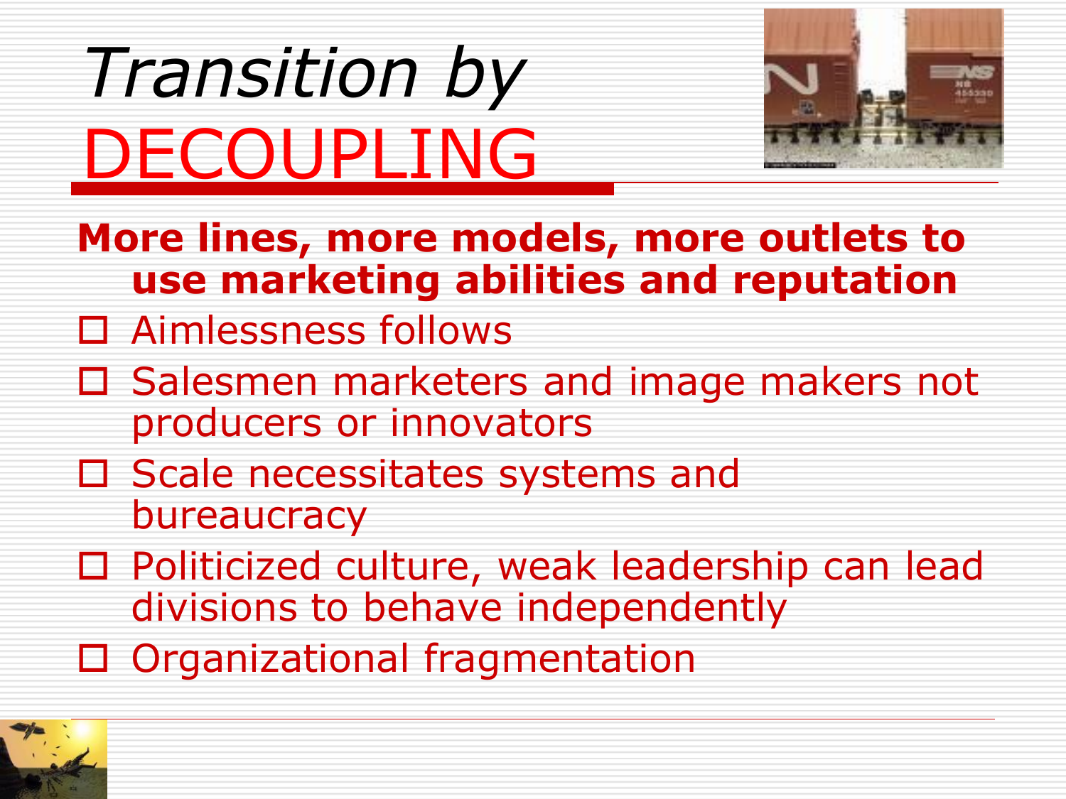# *Transition by* DECOUPLING

**More lines, more models, more outlets to use marketing abilities and reputation**

- Aimlessness follows
- Salesmen marketers and image makers not producers or innovators
- Scale necessitates systems and bureaucracy
- Politicized culture, weak leadership can lead divisions to behave independently
- Organizational fragmentation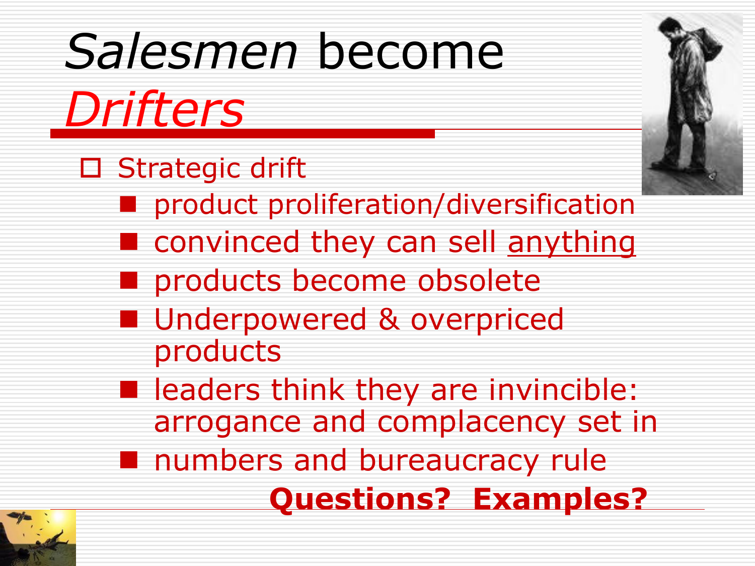# *Salesmen* become *Drifters*

- Strategic drift
  - product proliferation/diversification
  - convinced they can sell anything
  - products become obsolete
  - Underpowered & overpriced products
  - leaders think they are invincible: arrogance and complacency set in
  - numbers and bureaucracy rule

**Questions? Examples?**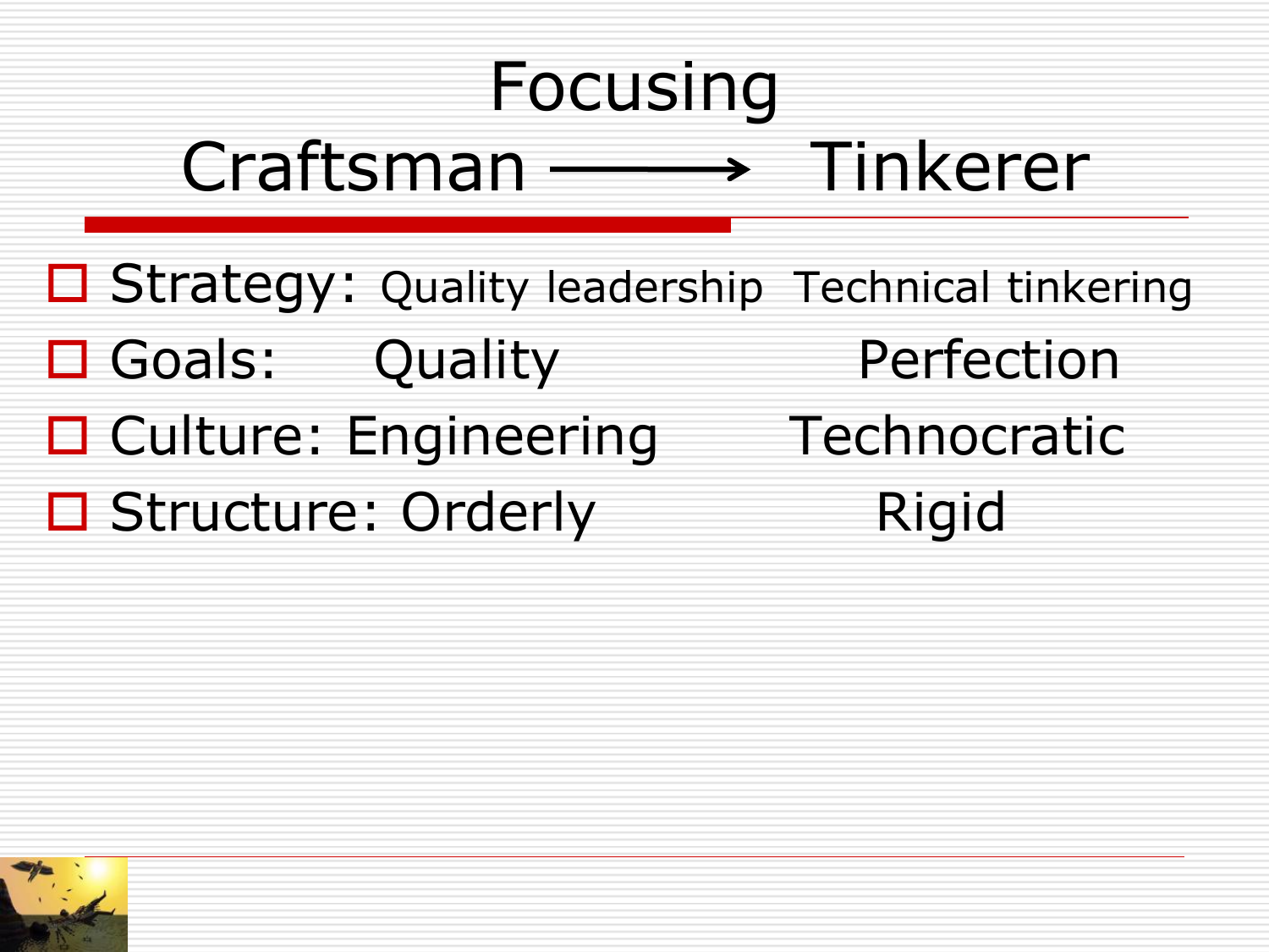# Focusing

## Craftsman ⟶ Tinkerer

- Strategy: Quality leadership Technical tinkering
- Goals: Quality Perfection
- Culture: Engineering Technocratic
- Structure: Orderly Rigid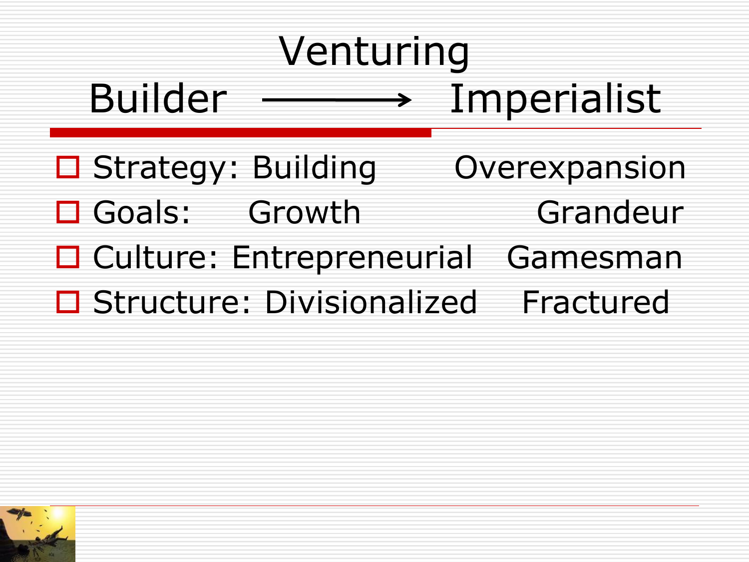# Venturing

## Builder → Imperialist

| | Builder | Imperialist |
|---|---|---|
| Strategy: | Building | Overexpansion |
| Goals: | Growth | Grandeur |
| Culture: | Entrepreneurial | Gamesman |
| Structure: | Divisionalized | Fractured |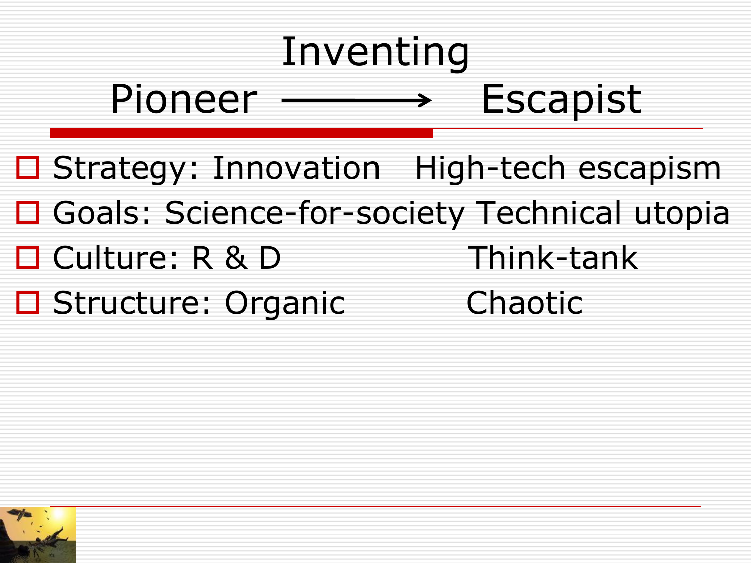# Inventing

## Pioneer → Escapist

- Strategy: Innovation High-tech escapism
- Goals: Science-for-society Technical utopia
- Culture: R & D Think-tank
- Structure: Organic Chaotic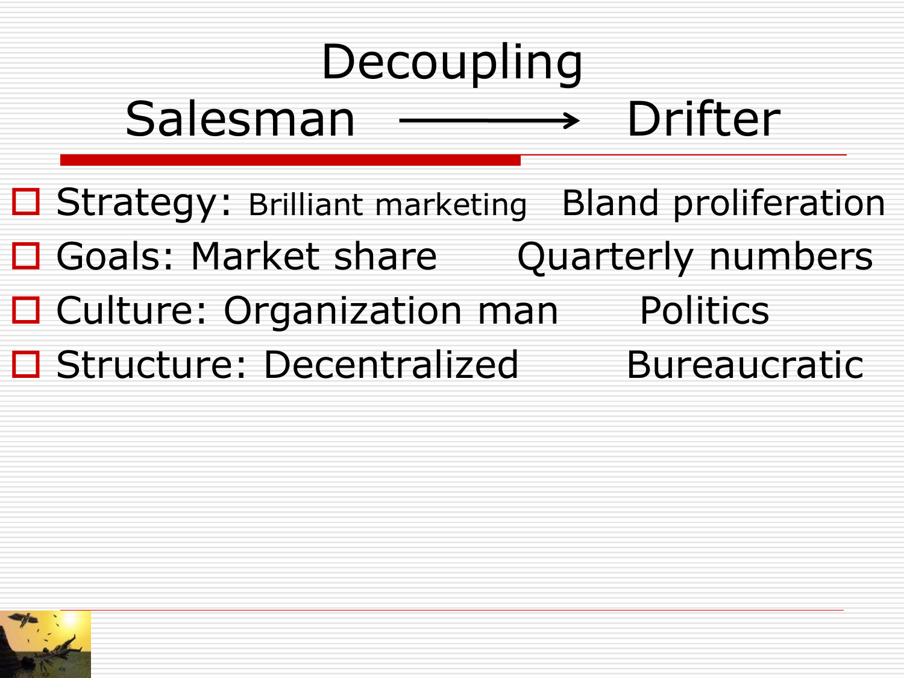# Decoupling

## Salesman ⟶ Drifter

- Strategy: Brilliant marketing	Bland proliferation
- Goals: Market share	Quarterly numbers
- Culture: Organization man	Politics
- Structure: Decentralized	Bureaucratic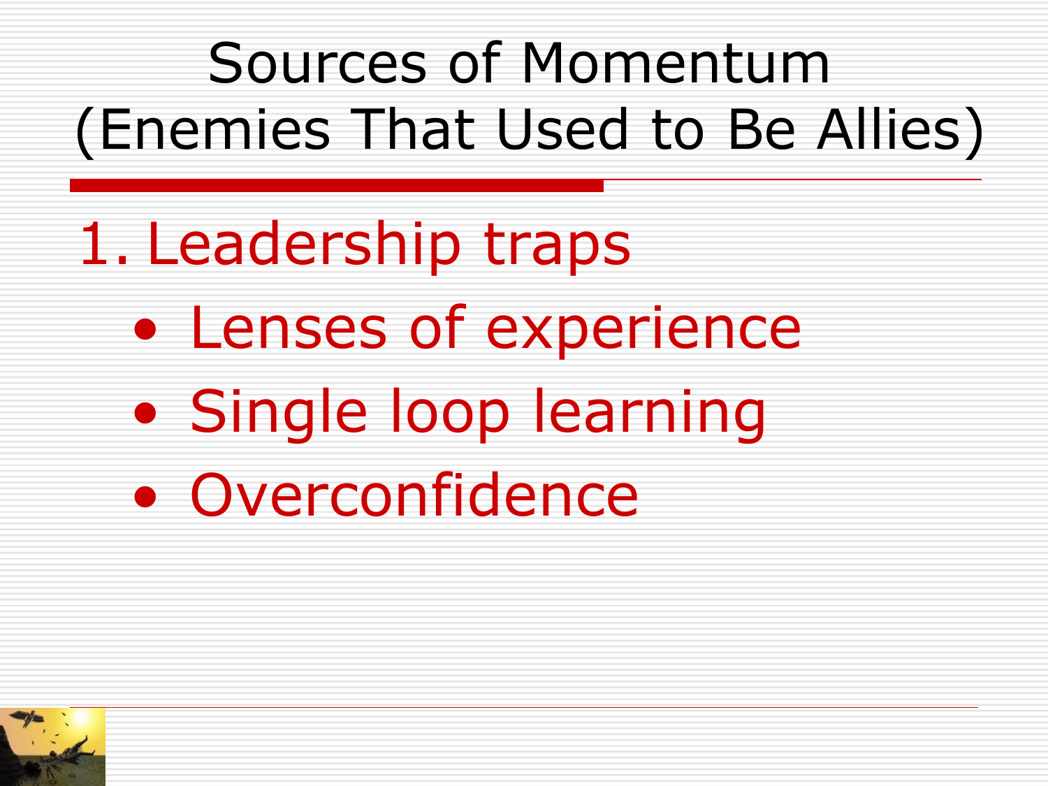# Sources of Momentum (Enemies That Used to Be Allies)

1. Leadership traps
   - Lenses of experience
   - Single loop learning
   - Overconfidence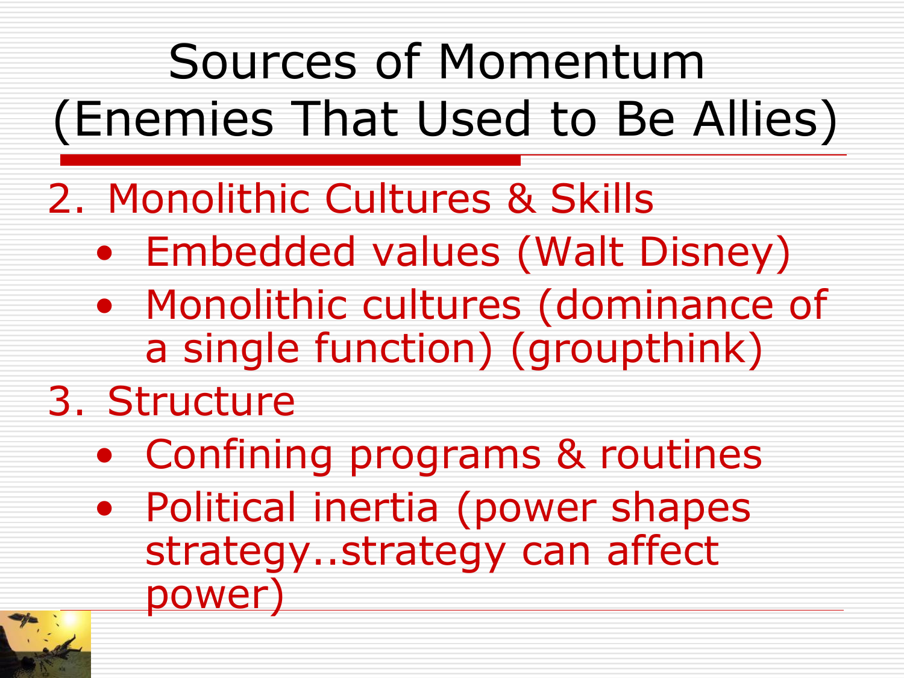# Sources of Momentum (Enemies That Used to Be Allies)

2. Monolithic Cultures & Skills
   - Embedded values (Walt Disney)
   - Monolithic cultures (dominance of a single function) (groupthink)
3. Structure
   - Confining programs & routines
   - Political inertia (power shapes strategy..strategy can affect power)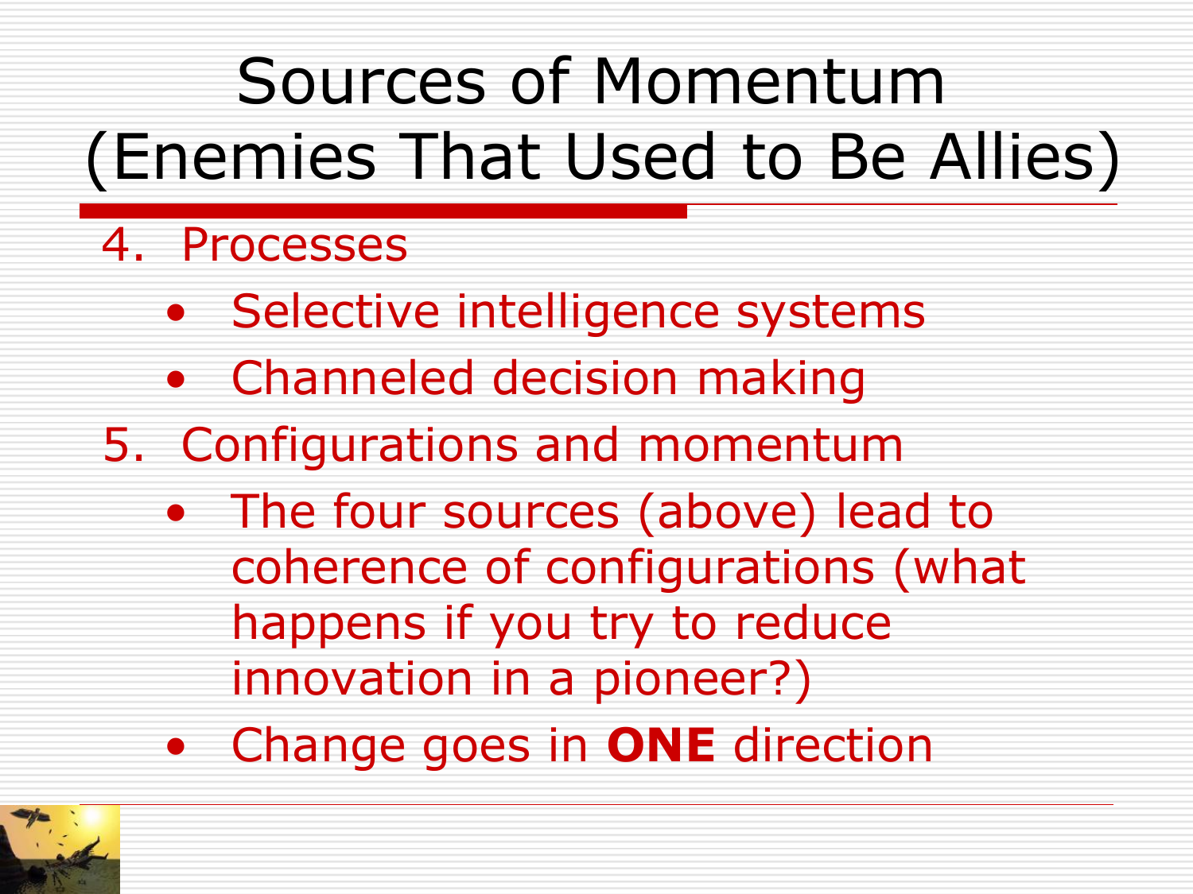# Sources of Momentum (Enemies That Used to Be Allies)

4. Processes
   - Selective intelligence systems
   - Channeled decision making
5. Configurations and momentum
   - The four sources (above) lead to coherence of configurations (what happens if you try to reduce innovation in a pioneer?)
   - Change goes in **ONE** direction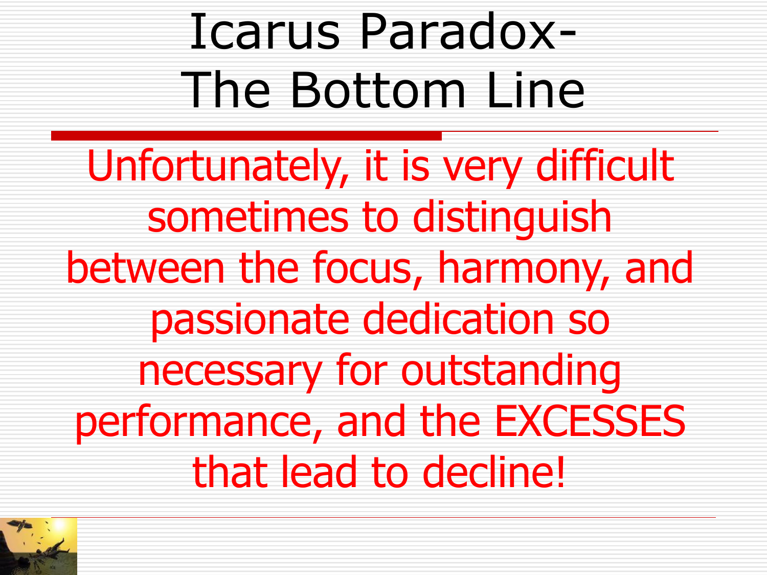# Icarus Paradox- The Bottom Line

Unfortunately, it is very difficult sometimes to distinguish between the focus, harmony, and passionate dedication so necessary for outstanding performance, and the EXCESSES that lead to decline!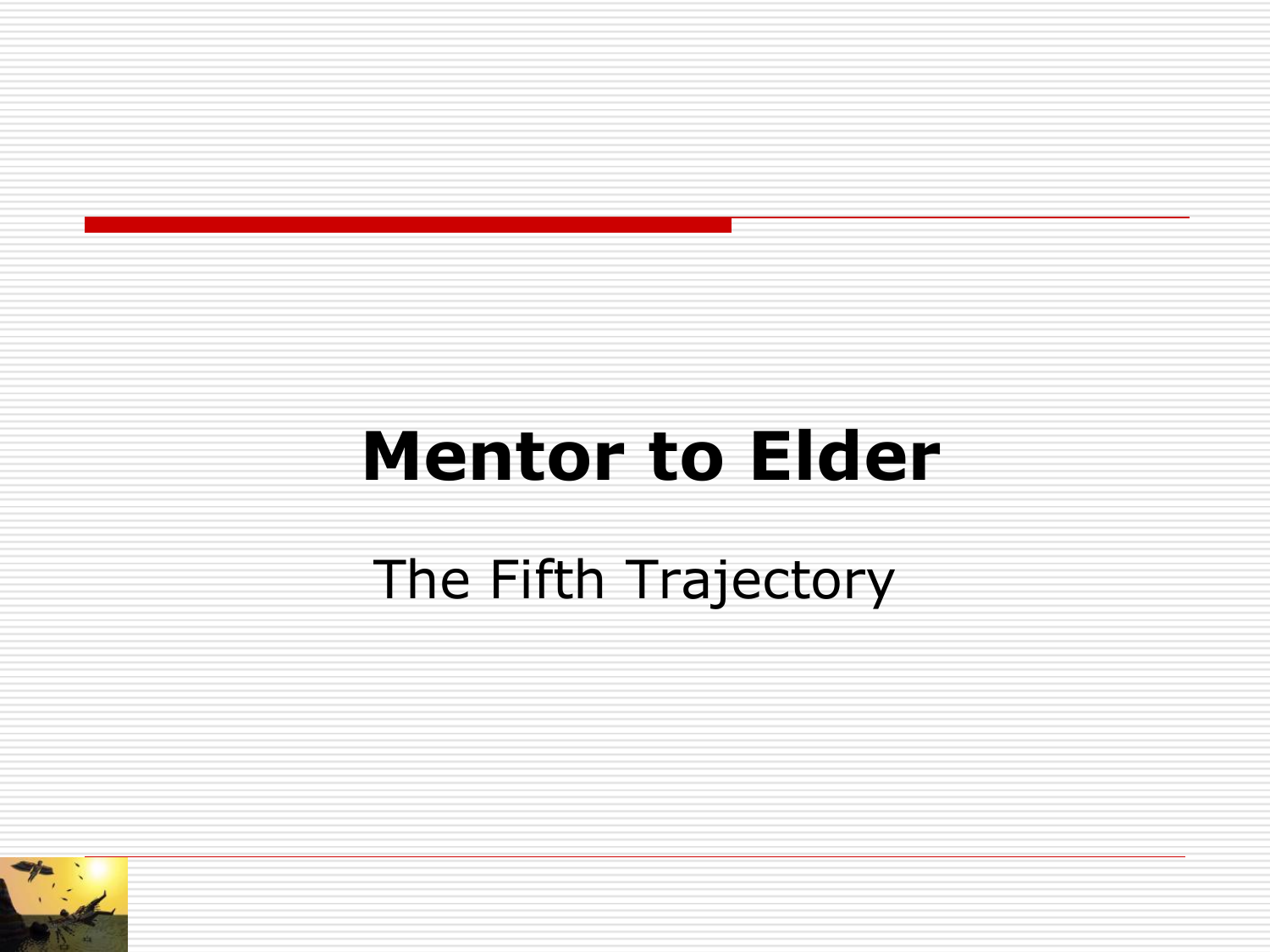# Mentor to Elder

The Fifth Trajectory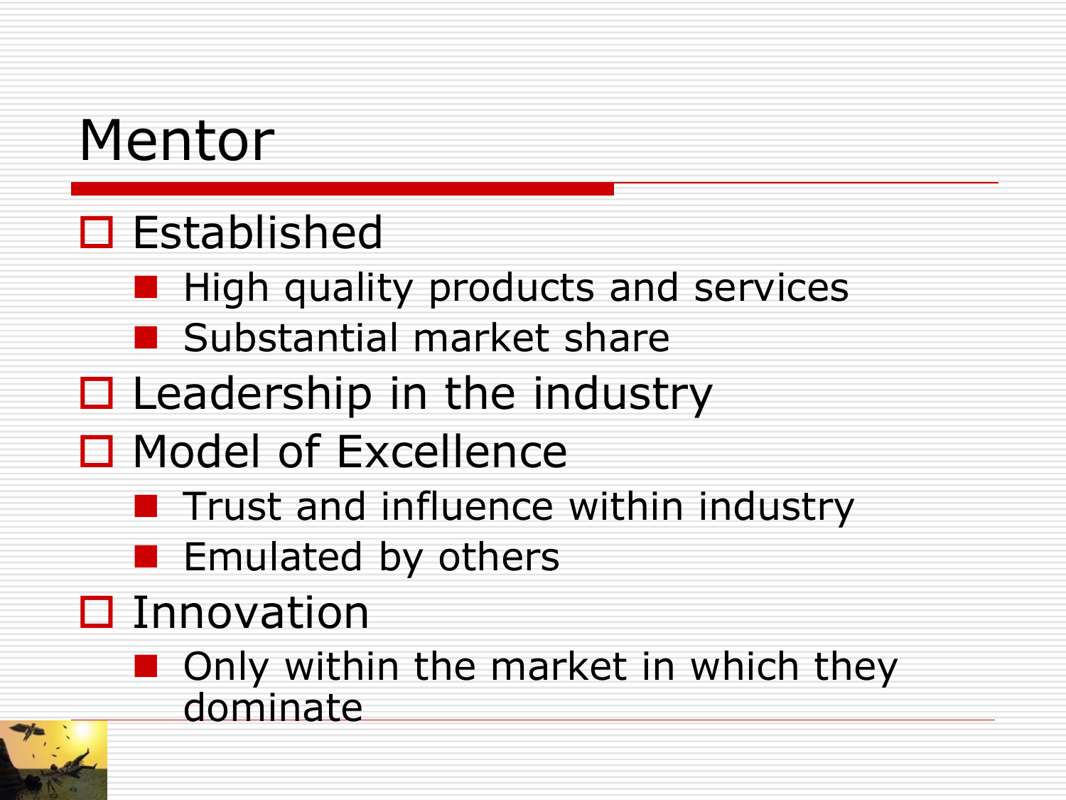# Mentor

- Established
  - High quality products and services
  - Substantial market share
- Leadership in the industry
- Model of Excellence
  - Trust and influence within industry
  - Emulated by others
- Innovation
  - Only within the market in which they dominate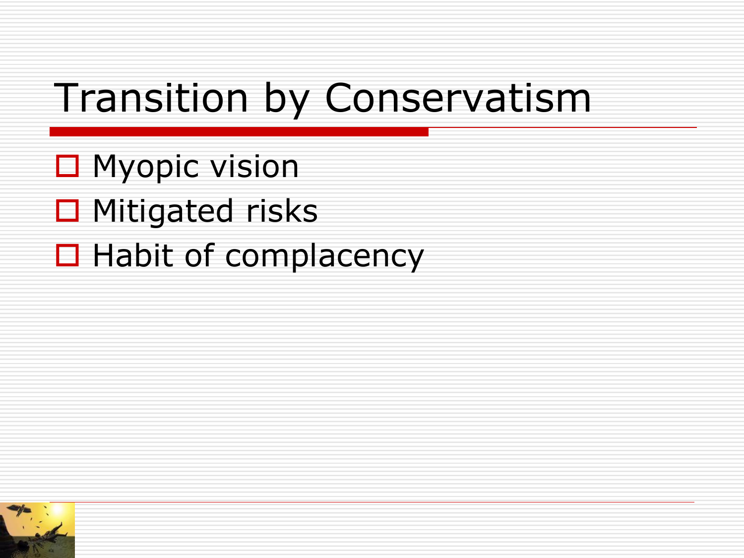# Transition by Conservatism

- Myopic vision
- Mitigated risks
- Habit of complacency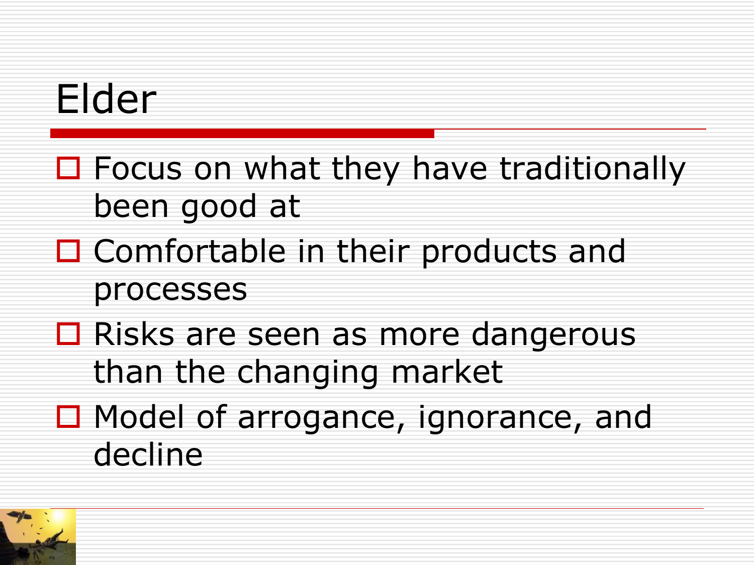# Elder

- Focus on what they have traditionally been good at
- Comfortable in their products and processes
- Risks are seen as more dangerous than the changing market
- Model of arrogance, ignorance, and decline